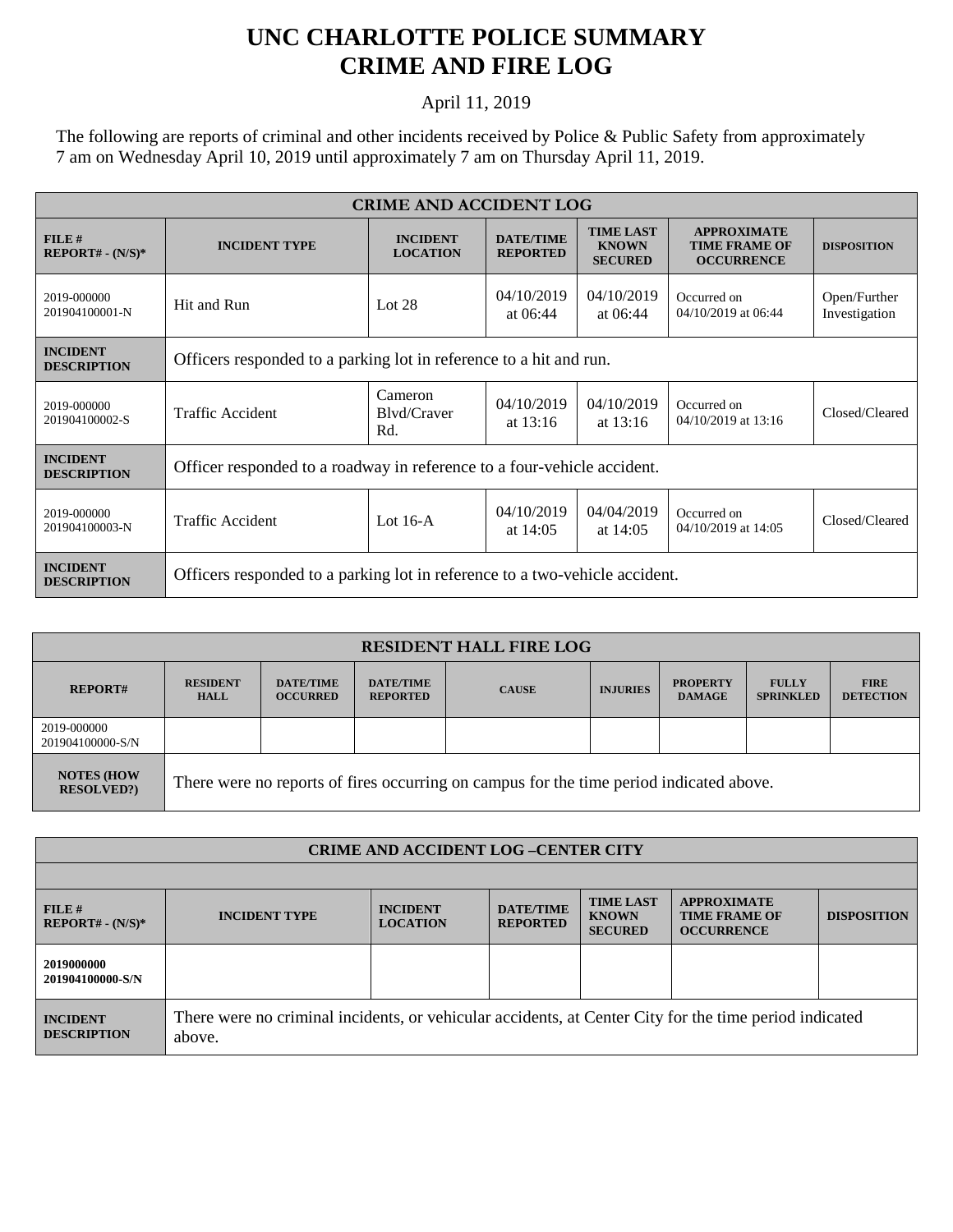# UNC CHARLOTTE POLICE SUMMARY
# CRIME AND FIRE LOG

April 11, 2019

The following are reports of criminal and other incidents received by Police & Public Safety from approximately 7 am on Wednesday April 10, 2019 until approximately 7 am on Thursday April 11, 2019.

| CRIME AND ACCIDENT LOG | | | | | | |
|---|---|---|---|---|---|---|
| **FILE # REPORT# - (N/S)*** | **INCIDENT TYPE** | **INCIDENT LOCATION** | **DATE/TIME REPORTED** | **TIME LAST KNOWN SECURED** | **APPROXIMATE TIME FRAME OF OCCURRENCE** | **DISPOSITION** |
| 2019-000000 201904100001-N | Hit and Run | Lot 28 | 04/10/2019 at 06:44 | 04/10/2019 at 06:44 | Occurred on 04/10/2019 at 06:44 | Open/Further Investigation |
| **INCIDENT DESCRIPTION** | Officers responded to a parking lot in reference to a hit and run. | | | | | |
| 2019-000000 201904100002-S | Traffic Accident | Cameron Blvd/Craver Rd. | 04/10/2019 at 13:16 | 04/10/2019 at 13:16 | Occurred on 04/10/2019 at 13:16 | Closed/Cleared |
| **INCIDENT DESCRIPTION** | Officer responded to a roadway in reference to a four-vehicle accident. | | | | | |
| 2019-000000 201904100003-N | Traffic Accident | Lot 16-A | 04/10/2019 at 14:05 | 04/04/2019 at 14:05 | Occurred on 04/10/2019 at 14:05 | Closed/Cleared |
| **INCIDENT DESCRIPTION** | Officers responded to a parking lot in reference to a two-vehicle accident. | | | | | |

| RESIDENT HALL FIRE LOG | | | | | | | | |
|---|---|---|---|---|---|---|---|---|
| **REPORT#** | **RESIDENT HALL** | **DATE/TIME OCCURRED** | **DATE/TIME REPORTED** | **CAUSE** | **INJURIES** | **PROPERTY DAMAGE** | **FULLY SPRINKLED** | **FIRE DETECTION** |
| 2019-000000 201904100000-S/N | | | | | | | | |
| **NOTES (HOW RESOLVED?)** | There were no reports of fires occurring on campus for the time period indicated above. | | | | | | | |

| CRIME AND ACCIDENT LOG –CENTER CITY | | | | | | |
|---|---|---|---|---|---|---|
| **FILE # REPORT# - (N/S)*** | **INCIDENT TYPE** | **INCIDENT LOCATION** | **DATE/TIME REPORTED** | **TIME LAST KNOWN SECURED** | **APPROXIMATE TIME FRAME OF OCCURRENCE** | **DISPOSITION** |
| **2019000000 201904100000-S/N** | | | | | | |
| **INCIDENT DESCRIPTION** | There were no criminal incidents, or vehicular accidents, at Center City for the time period indicated above. | | | | | |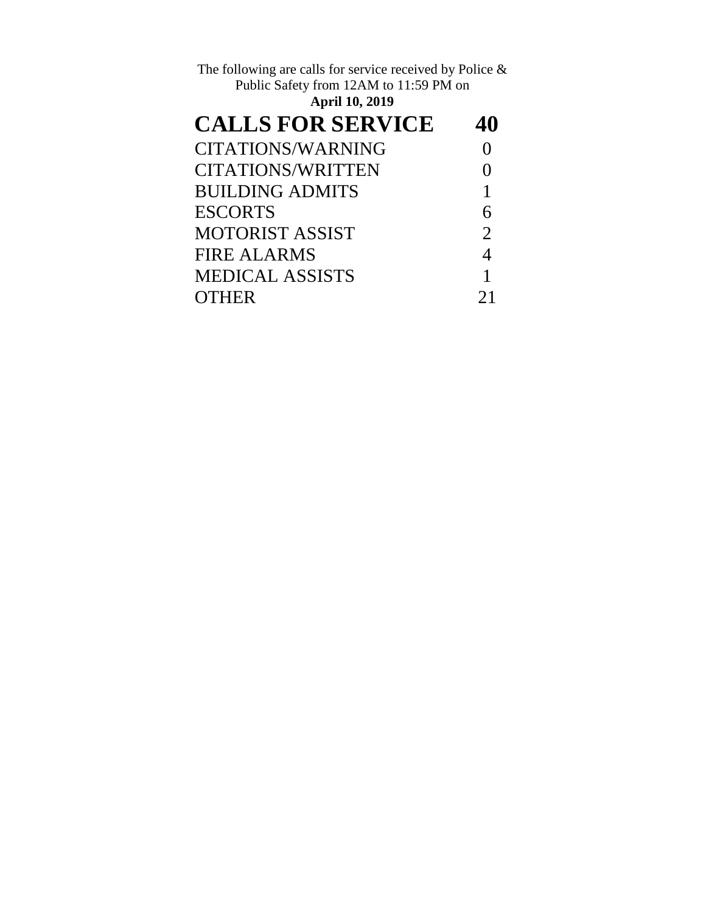The following are calls for service received by Police & Public Safety from 12AM to 11:59 PM on

**April 10, 2019**

| | |
|---|---|
| **CALLS FOR SERVICE** | **40** |
| CITATIONS/WARNING | 0 |
| CITATIONS/WRITTEN | 0 |
| BUILDING ADMITS | 1 |
| ESCORTS | 6 |
| MOTORIST ASSIST | 2 |
| FIRE ALARMS | 4 |
| MEDICAL ASSISTS | 1 |
| OTHER | 21 |